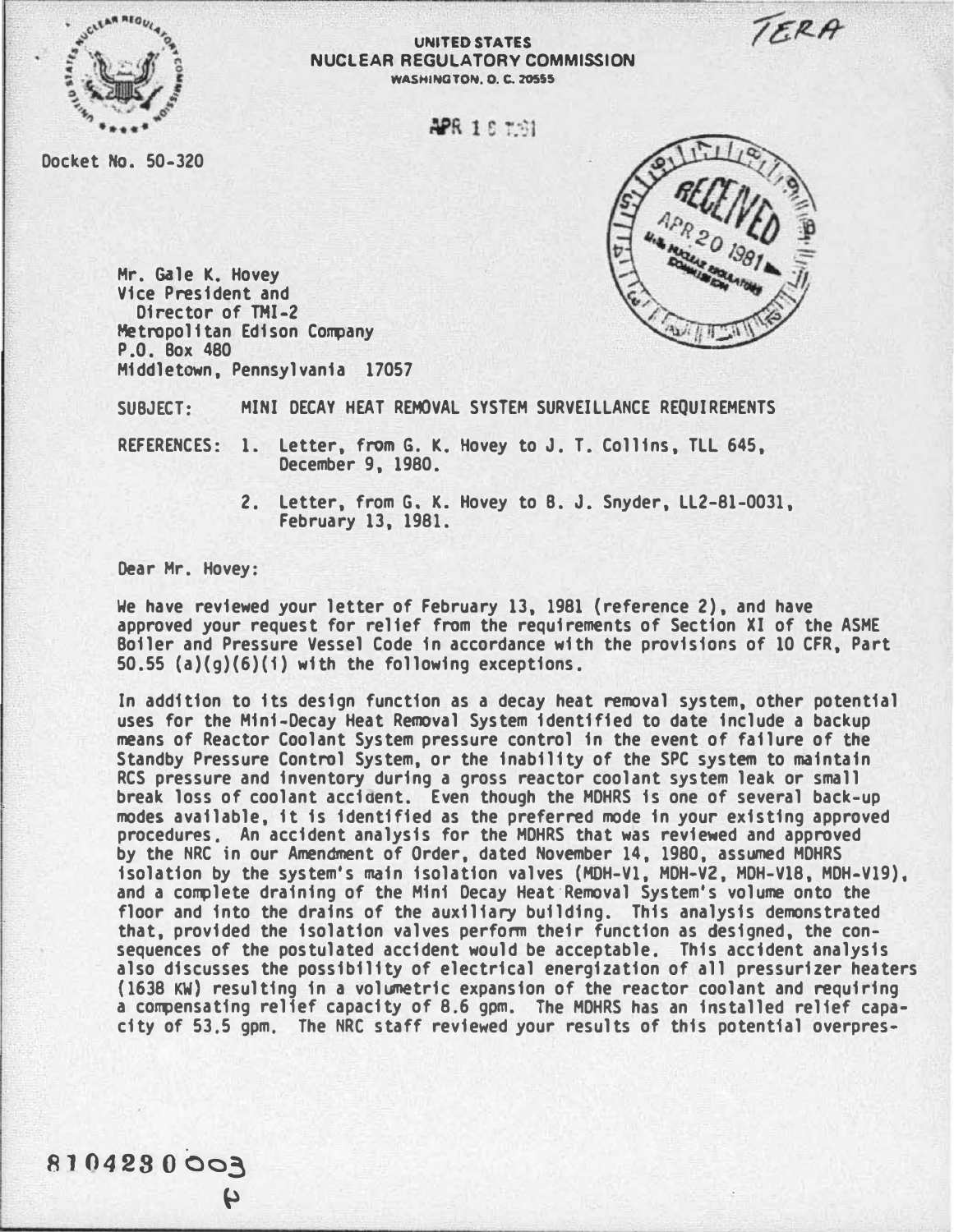TERA

UNITED STATES
NUCLEAR REGULATORY COMMISSION
WASHINGTON, D. C. 20555

APR 1 6 1981

Docket No. 50-320

RECEIVED
APR 20 1981
U.S. NUCLEAR REGULATORY COMMISSION

Mr. Gale K. Hovey
Vice President and
Director of TMI-2
Metropolitan Edison Company
P.O. Box 480
Middletown, Pennsylvania 17057

SUBJECT: MINI DECAY HEAT REMOVAL SYSTEM SURVEILLANCE REQUIREMENTS

REFERENCES:
1. Letter, from G. K. Hovey to J. T. Collins, TLL 645, December 9, 1980.
2. Letter, from G. K. Hovey to B. J. Snyder, LL2-81-0031, February 13, 1981.

Dear Mr. Hovey:

We have reviewed your letter of February 13, 1981 (reference 2), and have approved your request for relief from the requirements of Section XI of the ASME Boiler and Pressure Vessel Code in accordance with the provisions of 10 CFR, Part 50.55 (a)(g)(6)(i) with the following exceptions.

In addition to its design function as a decay heat removal system, other potential uses for the Mini-Decay Heat Removal System identified to date include a backup means of Reactor Coolant System pressure control in the event of failure of the Standby Pressure Control System, or the inability of the SPC system to maintain RCS pressure and inventory during a gross reactor coolant system leak or small break loss of coolant accident. Even though the MDHRS is one of several back-up modes available, it is identified as the preferred mode in your existing approved procedures. An accident analysis for the MDHRS that was reviewed and approved by the NRC in our Amendment of Order, dated November 14, 1980, assumed MDHRS isolation by the system's main isolation valves (MDH-V1, MDH-V2, MDH-V18, MDH-V19), and a complete draining of the Mini Decay Heat Removal System's volume onto the floor and into the drains of the auxiliary building. This analysis demonstrated that, provided the isolation valves perform their function as designed, the consequences of the postulated accident would be acceptable. This accident analysis also discusses the possibility of electrical energization of all pressurizer heaters (1638 KW) resulting in a volumetric expansion of the reactor coolant and requiring a compensating relief capacity of 8.6 gpm. The MDHRS has an installed relief capacity of 53.5 gpm. The NRC staff reviewed your results of this potential overpres-

8104230003
P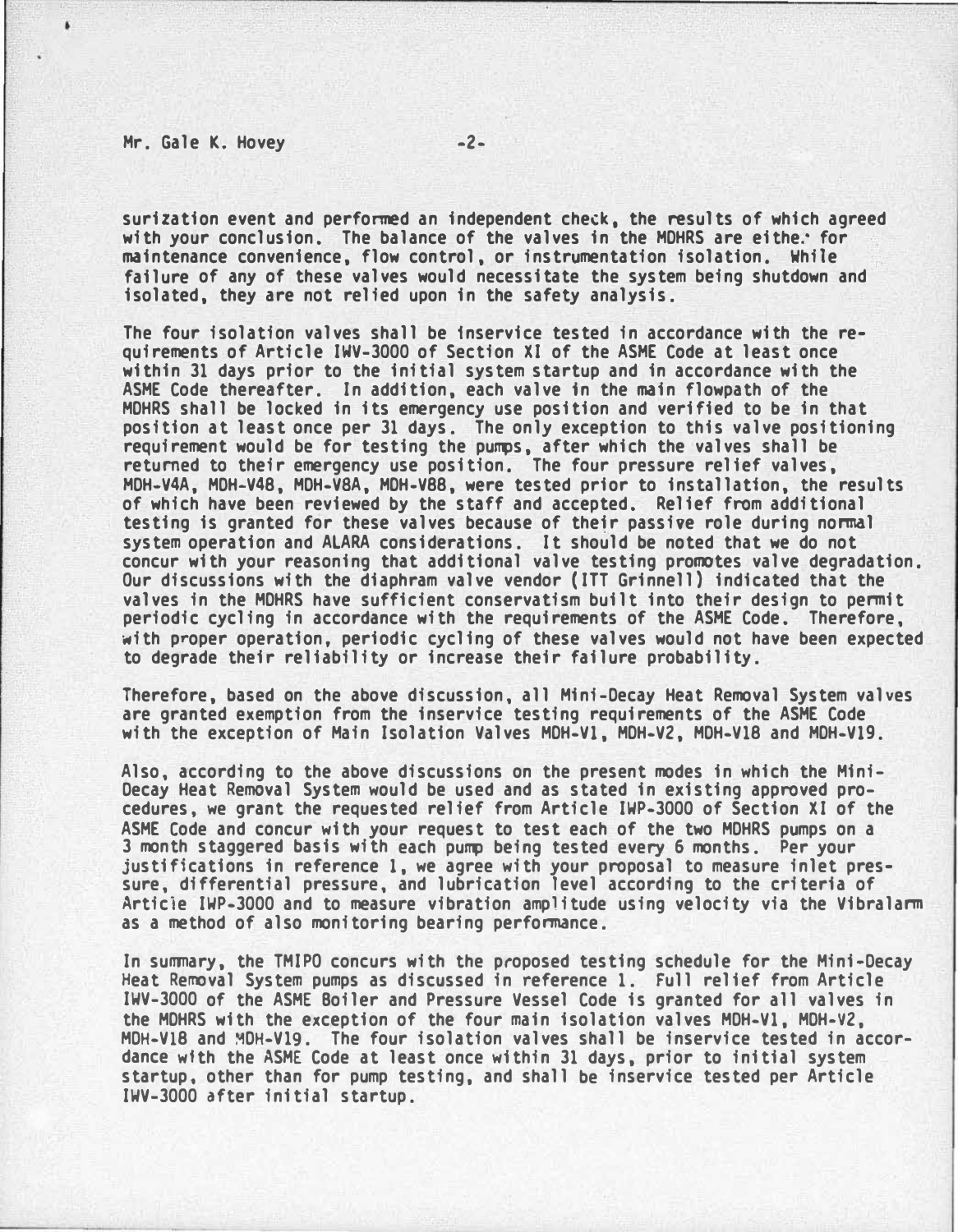surization event and performed an independent check, the results of which agreed with your conclusion. The balance of the valves in the MDHRS are either for maintenance convenience, flow control, or instrumentation isolation. While failure of any of these valves would necessitate the system being shutdown and isolated, they are not relied upon in the safety analysis.

The four isolation valves shall be inservice tested in accordance with the requirements of Article IWV-3000 of Section XI of the ASME Code at least once within 31 days prior to the initial system startup and in accordance with the ASME Code thereafter. In addition, each valve in the main flowpath of the MDHRS shall be locked in its emergency use position and verified to be in that position at least once per 31 days. The only exception to this valve positioning requirement would be for testing the pumps, after which the valves shall be returned to their emergency use position. The four pressure relief valves, MDH-V4A, MDH-V4B, MDH-V8A, MDH-V8B, were tested prior to installation, the results of which have been reviewed by the staff and accepted. Relief from additional testing is granted for these valves because of their passive role during normal system operation and ALARA considerations. It should be noted that we do not concur with your reasoning that additional valve testing promotes valve degradation. Our discussions with the diaphram valve vendor (ITT Grinnell) indicated that the valves in the MDHRS have sufficient conservatism built into their design to permit periodic cycling in accordance with the requirements of the ASME Code. Therefore, with proper operation, periodic cycling of these valves would not have been expected to degrade their reliability or increase their failure probability.

Therefore, based on the above discussion, all Mini-Decay Heat Removal System valves are granted exemption from the inservice testing requirements of the ASME Code with the exception of Main Isolation Valves MDH-V1, MDH-V2, MDH-V18 and MDH-V19.

Also, according to the above discussions on the present modes in which the Mini-Decay Heat Removal System would be used and as stated in existing approved procedures, we grant the requested relief from Article IWP-3000 of Section XI of the ASME Code and concur with your request to test each of the two MDHRS pumps on a 3 month staggered basis with each pump being tested every 6 months. Per your justifications in reference 1, we agree with your proposal to measure inlet pressure, differential pressure, and lubrication level according to the criteria of Article IWP-3000 and to measure vibration amplitude using velocity via the Vibralarm as a method of also monitoring bearing performance.

In summary, the TMIPO concurs with the proposed testing schedule for the Mini-Decay Heat Removal System pumps as discussed in reference 1. Full relief from Article IWV-3000 of the ASME Boiler and Pressure Vessel Code is granted for all valves in the MDHRS with the exception of the four main isolation valves MDH-V1, MDH-V2, MDH-V18 and MDH-V19. The four isolation valves shall be inservice tested in accordance with the ASME Code at least once within 31 days, prior to initial system startup, other than for pump testing, and shall be inservice tested per Article IWV-3000 after initial startup.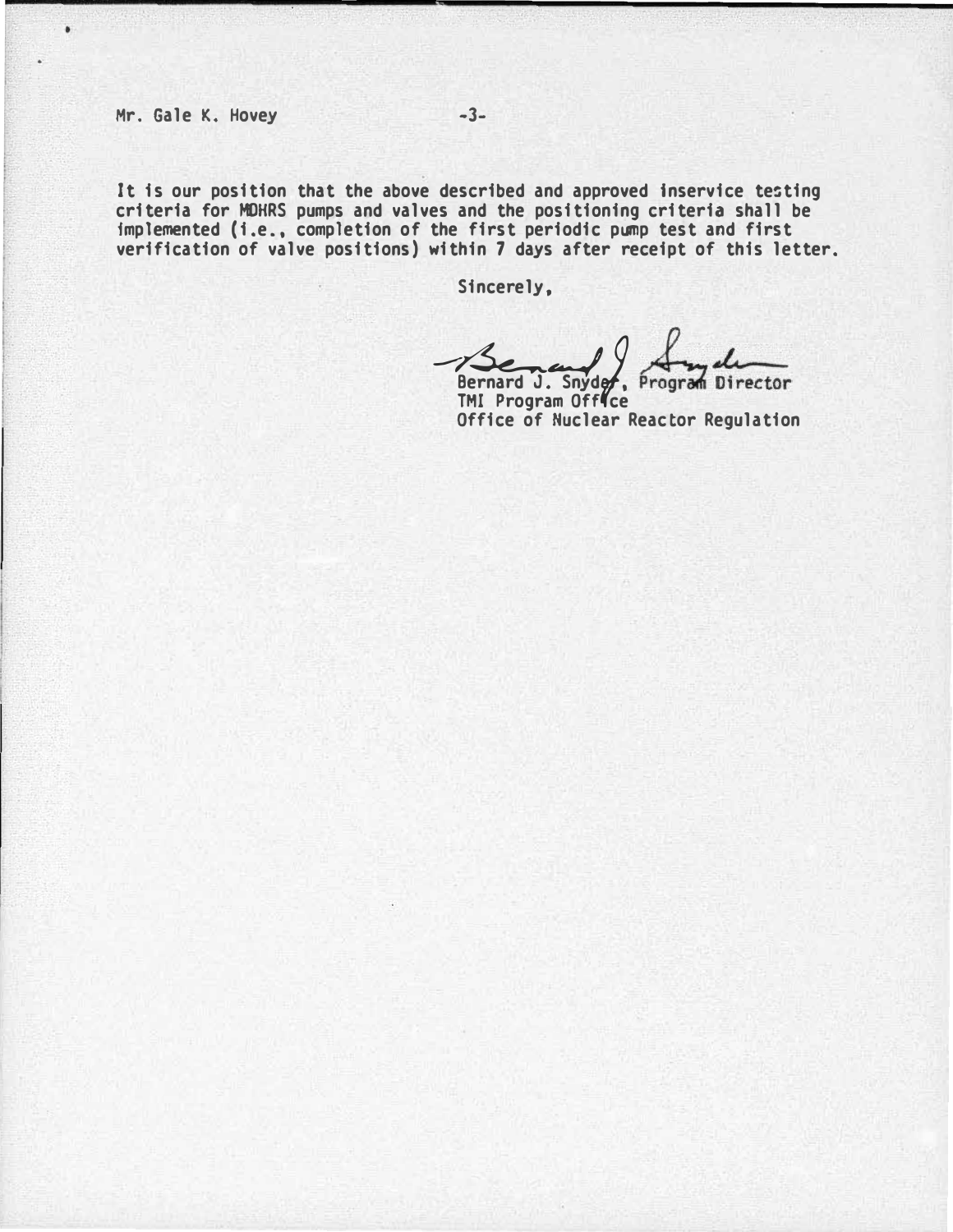Mr. Gale K. Hovey

It is our position that the above described and approved inservice testing criteria for MDHRS pumps and valves and the positioning criteria shall be implemented (i.e., completion of the first periodic pump test and first verification of valve positions) within 7 days after receipt of this letter.

Sincerely,

Bernard J. Snyder, Program Director
TMI Program Office
Office of Nuclear Reactor Regulation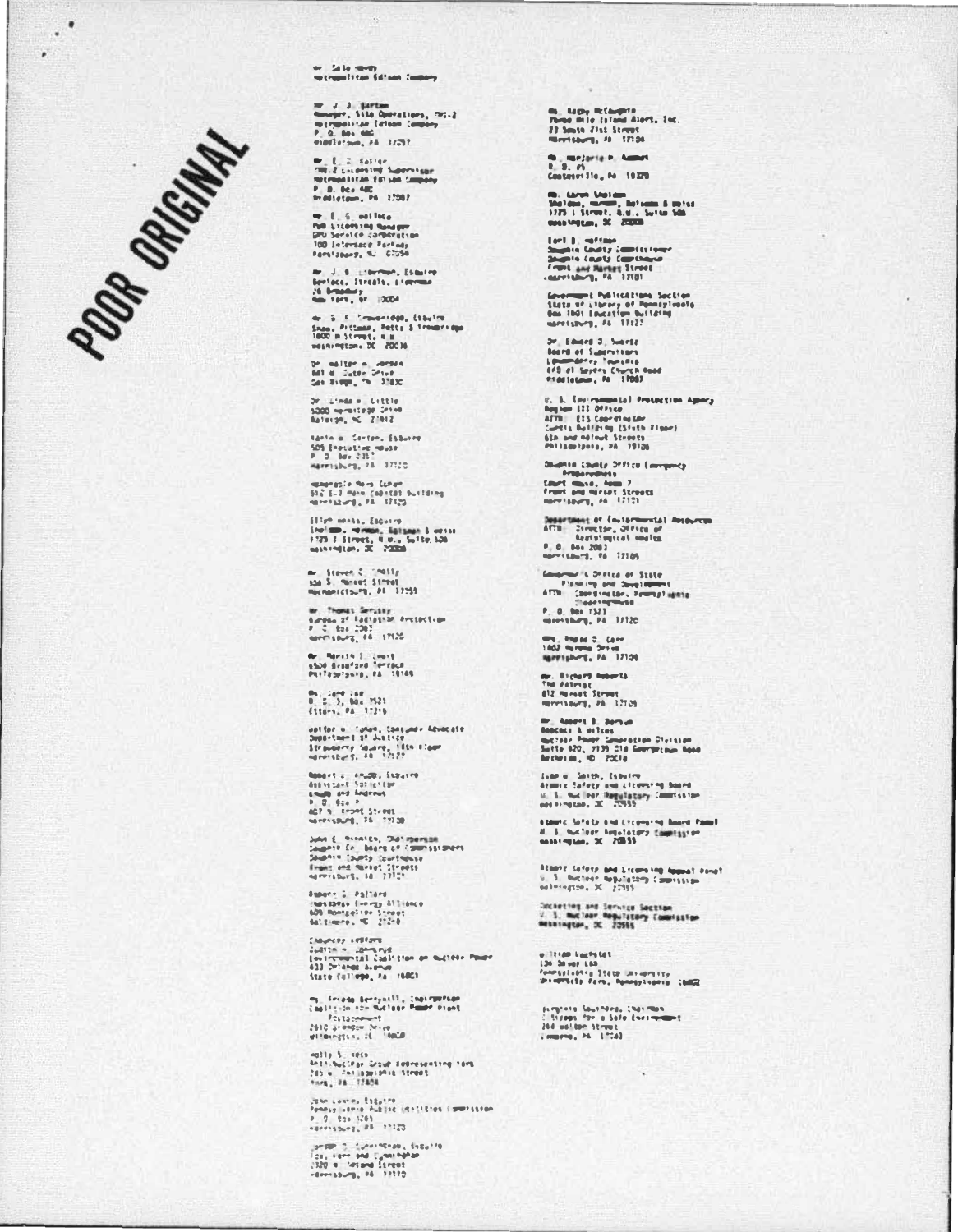POOR ORIGINAL

Mr. Gale Hovey
Metropolitan Edison Company

Mr. J. J. Barton
Manager, Site Operations, TMI-2
Metropolitan Edison Company
P. O. Box 480
Middletown, PA 17057

Mr. E. D. Fuller
TMI-2 Licensing Supervisor
Metropolitan Edison Company
P. O. Box 480
Middletown, PA 17057

Mr. E. G. Wallace
PWR Licensing Manager
GPU Service Corporation
100 Interpace Parkway
Parsippany, NJ 07054

Mr. J. B. Lieberman, Esquire
Berlack, Israels, Lieberman
26 Broadway
New York, NY 10004

Mr. G. F. Trowbridge, Esquire
Shaw, Pittman, Potts & Trowbridge
1800 M Street, N.W.
Washington, DC 20036

Dr. Walter H. Jordan
881 W. Outer Drive
Oak Ridge, TN 37830

Dr. Linda W. Little
5000 Hermitage Drive
Raleigh, NC 27612

Karin W. Carter, Esquire
505 Executive House
P. O. Box 2357
Harrisburg, PA 17120

Honorable Mark Cohen
512 E-3 Main Capitol Building
Harrisburg, PA 17120

Ellyn Weiss, Esquire
Sheldon, Harmon, Roisman & Weiss
1725 I Street, N.W., Suite 506
Washington, DC 20006

Mr. Steven C. Sholly
304 S. Market Street
Mechanicsburg, PA 17055

Mr. Thomas Gerusky
Bureau of Radiation Protection
P. O. Box 2063
Harrisburg, PA 17120

Mr. Marvin I. Lewis
6504 Bradford Terrace
Philadelphia, PA 19149

Ms. Jane Lee
R. D. 3, Box 3521
Etters, PA 17319

Walter W. Cohen, Consumer Advocate
Department of Justice
Strawberry Square, 14th Floor
Harrisburg, PA 17127

Robert L. Knupp, Esquire
Assistant Solicitor
Knupp and Andrews
P. O. Box P
407 N. Front Street
Harrisburg, PA 17108

John E. Minnich, Chairperson
Dauphin Co. Board of Commissioners
Dauphin County Courthouse
Front and Market Streets
Harrisburg, PA 17101

Robert Q. Pollard
Chesapeake Energy Alliance
609 Montpelier Street
Baltimore, MD 21218

Chauncey Kepford
Judith H. Johnsrud
Environmental Coalition on Nuclear Power
433 Orlando Avenue
State College, PA 16801

Ms. Frieda Berryhill, Chairperson
Coalition for Nuclear Power Plant
Postponement
2610 Grendon Drive
Wilmington, DE 19808

Holly S. Keck
Anti-Nuclear Group Representing York
245 W. Philadelphia Street
York, PA 17404

John Levin, Esquire
Pennsylvania Public Utilities Commission
P. O. Box 3265
Harrisburg, PA 17120

Jordan D. Cunningham, Esquire
Fox, Farr and Cunningham
2320 N. Second Street
Harrisburg, PA 17110

Ms. Louise Bradford
Three Mile Island Alert, Inc.
23 South 21st Street
Harrisburg, PA 17104

Ms. Marjorie M. Aamodt
R. D. #5
Coatesville, PA 19320

Ms. Karen Sheldon
Sheldon, Harmon, Roisman & Weiss
1725 I Street, N.W., Suite 506
Washington, DC 20006

Earl B. Hoffman
Dauphin County Commissioner
Dauphin County Courthouse
Front and Market Streets
Harrisburg, PA 17101

Government Publications Section
State of Library of Pennsylvania
Box 1601 Education Building
Harrisburg, PA 17127

Dr. Edward O. Swartz
Board of Supervisors
Londonderry Township
RFD #1 Geyers Church Road
Middletown, PA 17057

U. S. Environmental Protection Agency
Region III Office
ATTN: EIS Coordinator
Curtis Building (Sixth Floor)
6th and Walnut Streets
Philadelphia, PA 19106

Dauphin County Office Emergency
Preparedness
Court House, Room 7
Front and Market Streets
Harrisburg, PA 17101

Department of Environmental Resources
ATTN: Director, Office of
Radiological Health
P. O. Box 2063
Harrisburg, PA 17105

Governor's Office of State
Planning and Development
ATTN: Coordinator, Pennsylvania
Clearinghouse
P. O. Box 1323
Harrisburg, PA 17120

Mrs. Rhoda D. Carr
1402 Marene Drive
Harrisburg, PA 17109

Mr. Richard Roberts
The Patriot
812 Market Street
Harrisburg, PA 17105

Mr. Robert B. Borsum
Babcock & Wilcox
Nuclear Power Generation Division
Suite 420, 7735 Old Georgetown Road
Bethesda, MD 20014

Ivan W. Smith, Esquire
Atomic Safety and Licensing Board
U. S. Nuclear Regulatory Commission
Washington, DC 20555

Atomic Safety and Licensing Board Panel
U. S. Nuclear Regulatory Commission
Washington, DC 20555

Atomic Safety and Licensing Appeal Panel
U. S. Nuclear Regulatory Commission
Washington, DC 20555

Docketing and Service Section
U. S. Nuclear Regulatory Commission
Washington, DC 20555

William Lochstet
104 Davey Lab
Pennsylvania State University
University Park, Pennsylvania 16802

Virginia Southard, Chairman
Citizens for a Safe Environment
264 Walton Street
Lemoyne, PA 17043